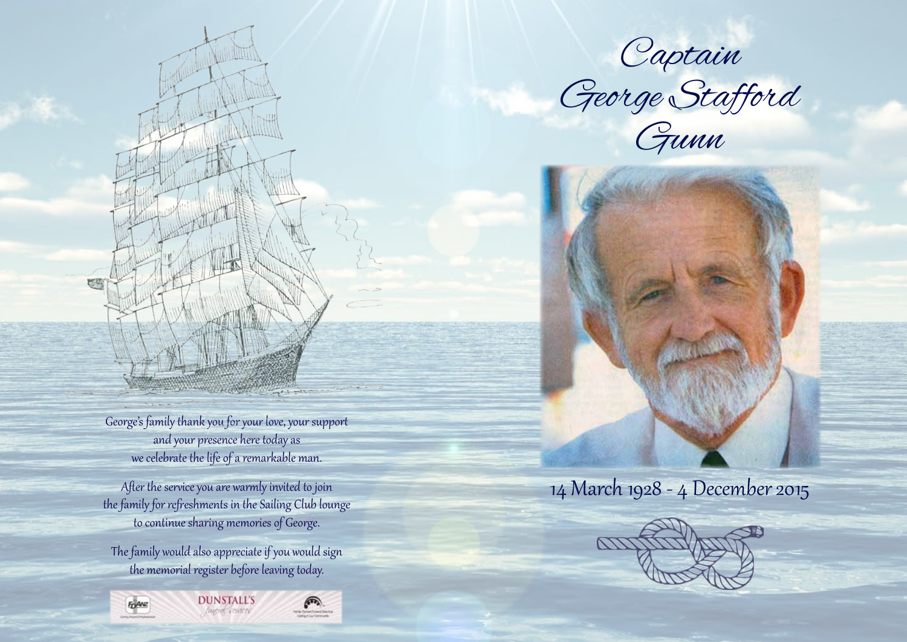George's family thank you for your love, your support and your presence here today as we celebrate the life of a remarkable man.

After the service you are warmly invited to join the family for refreshments in the Sailing Club lounge to continue sharing memories of George.

The family would also appreciate if you would sign the memorial register before leaving today.

DUNSTALL'S
funeral services

# Captain George Stafford Gunn

14 March 1928 - 4 December 2015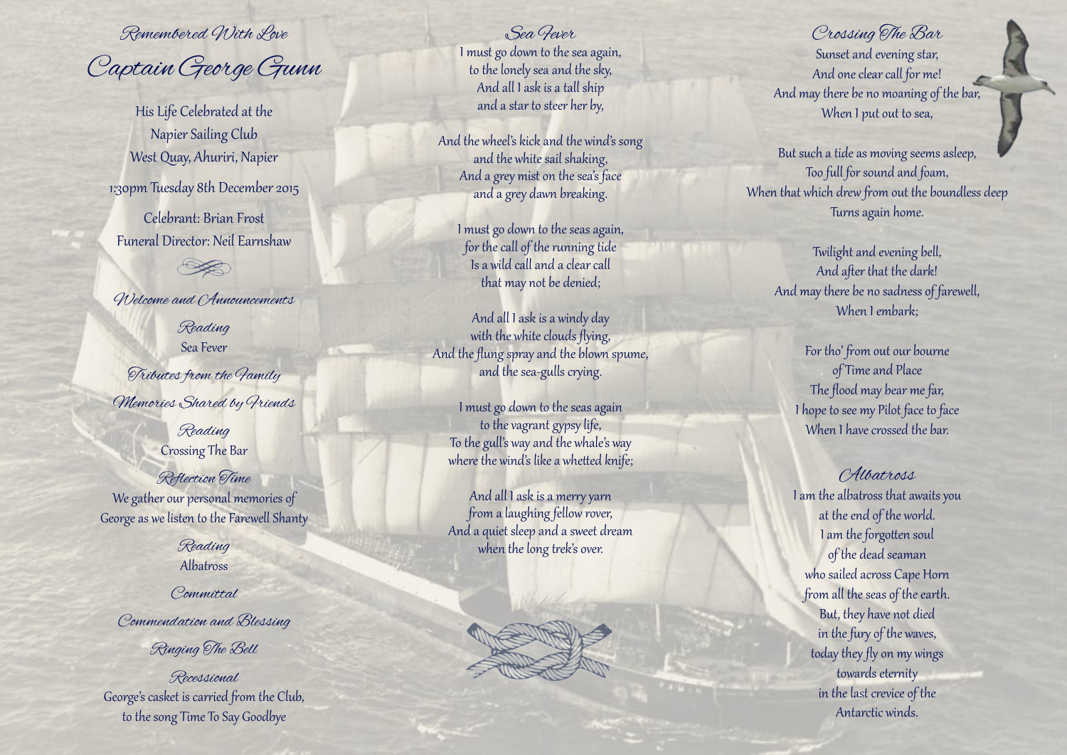## Remembered With Love

# Captain George Gunn

His Life Celebrated at the
Napier Sailing Club
West Quay, Ahuriri, Napier

1:30pm Tuesday 8th December 2015

Celebrant: Brian Frost
Funeral Director: Neil Earnshaw

### Welcome and Announcements

### Reading
Sea Fever

### Tributes from the Family

### Memories Shared by Friends

### Reading
Crossing The Bar

### Reflection Time
We gather our personal memories of
George as we listen to the Farewell Shanty

### Reading
Albatross

### Committal

### Commendation and Blessing

### Ringing The Bell

### Recessional
George's casket is carried from the Club,
to the song Time To Say Goodbye

## Sea Fever

I must go down to the sea again,
to the lonely sea and the sky,
And all I ask is a tall ship
and a star to steer her by,

And the wheel's kick and the wind's song
and the white sail shaking,
And a grey mist on the sea's face
and a grey dawn breaking.

I must go down to the seas again,
for the call of the running tide
Is a wild call and a clear call
that may not be denied;

And all I ask is a windy day
with the white clouds flying,
And the flung spray and the blown spume,
and the sea-gulls crying.

I must go down to the seas again
to the vagrant gypsy life,
To the gull's way and the whale's way
where the wind's like a whetted knife;

And all I ask is a merry yarn
from a laughing fellow rover,
And a quiet sleep and a sweet dream
when the long trek's over.

## Crossing The Bar

Sunset and evening star,
And one clear call for me!
And may there be no moaning of the bar,
When I put out to sea,

But such a tide as moving seems asleep,
Too full for sound and foam,
When that which drew from out the boundless deep
Turns again home.

Twilight and evening bell,
And after that the dark!
And may there be no sadness of farewell,
When I embark;

For tho' from out our bourne
of Time and Place
The flood may bear me far,
I hope to see my Pilot face to face
When I have crossed the bar.

## Albatross

I am the albatross that awaits you
at the end of the world.
I am the forgotten soul
of the dead seaman
who sailed across Cape Horn
from all the seas of the earth.
But, they have not died
in the fury of the waves,
today they fly on my wings
towards eternity
in the last crevice of the
Antarctic winds.